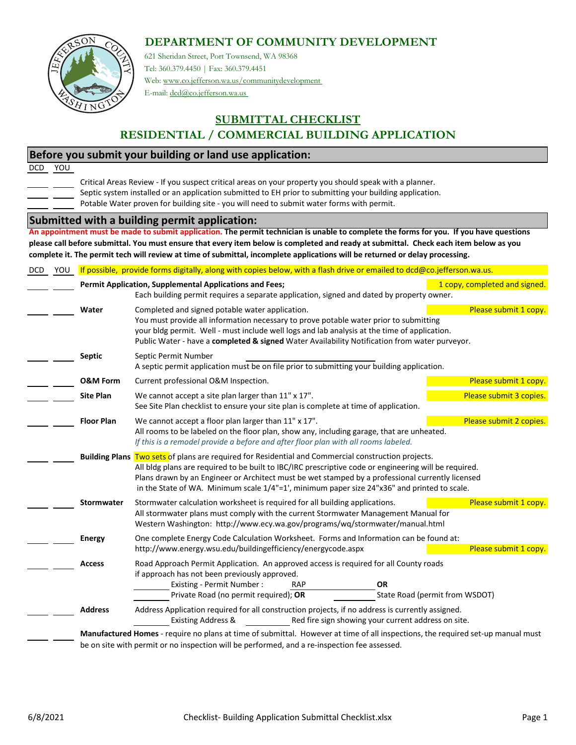# DEPARTMENT OF COMMUNITY DEVELOPMENT

621 Sheridan Street, Port Townsend, WA 98368
Tel: 360.379.4450 | Fax: 360.379.4451
Web: www.co.jefferson.wa.us/communitydevelopment
E-mail: dcd@co.jefferson.wa.us

## SUBMITTAL CHECKLIST
## RESIDENTIAL / COMMERCIAL BUILDING APPLICATION

### Before you submit your building or land use application:

| DCD | YOU | |
|---|---|---|
| ____ | ____ | Critical Areas Review - If you suspect critical areas on your property you should speak with a planner. |
| ____ | ____ | Septic system installed or an application submitted to EH prior to submitting your building application. |
| ____ | ____ | Potable Water proven for building site - you will need to submit water forms with permit. |

### Submitted with a building permit application:

**An appointment must be made to submit application. The permit technician is unable to complete the forms for you. If you have questions please call before submittal. You must ensure that every item below is completed and ready at submittal. Check each item below as you complete it. The permit tech will review at time of submittal, incomplete applications will be returned or delay processing.**

| DCD | YOU | Item | Description | Copies |
|---|---|---|---|---|
| | | | If possible, provide forms digitally, along with copies below, with a flash drive or emailed to dcd@co.jefferson.wa.us. | |
| ____ | ____ | **Permit Application, Supplemental Applications and Fees;** | Each building permit requires a separate application, signed and dated by property owner. | 1 copy, completed and signed. |
| ____ | ____ | **Water** | Completed and signed potable water application. You must provide all information necessary to prove potable water prior to submitting your bldg permit. Well - must include well logs and lab analysis at the time of application. Public Water - have a **completed & signed** Water Availability Notification from water purveyor. | Please submit 1 copy. |
| ____ | ____ | **Septic** | Septic Permit Number ____________ A septic permit application must be on file prior to submitting your building application. | |
| ____ | ____ | **O&M Form** | Current professional O&M Inspection. | Please submit 1 copy. |
| ____ | ____ | **Site Plan** | We cannot accept a site plan larger than 11" x 17". See Site Plan checklist to ensure your site plan is complete at time of application. | Please submit 3 copies. |
| ____ | ____ | **Floor Plan** | We cannot accept a floor plan larger than 11" x 17". All rooms to be labeled on the floor plan, show any, including garage, that are unheated. *If this is a remodel provide a before and after floor plan with all rooms labeled.* | Please submit 2 copies. |
| ____ | ____ | **Building Plans** | Two sets of plans are required for Residential and Commercial construction projects. All bldg plans are required to be built to IBC/IRC prescriptive code or engineering will be required. Plans drawn by an Engineer or Architect must be wet stamped by a professional currently licensed in the State of WA. Minimum scale 1/4"=1', minimum paper size 24"x36" and printed to scale. | |
| ____ | ____ | **Stormwater** | Stormwater calculation worksheet is required for all building applications. All stormwater plans must comply with the current Stormwater Management Manual for Western Washington: http://www.ecy.wa.gov/programs/wq/stormwater/manual.html | Please submit 1 copy. |
| ____ | ____ | **Energy** | One complete Energy Code Calculation Worksheet. Forms and Information can be found at: http://www.energy.wsu.edu/buildingefficiency/energycode.aspx | Please submit 1 copy. |
| ____ | ____ | **Access** | Road Approach Permit Application. An approved access is required for all County roads if approach has not been previously approved. ______ Existing - Permit Number : RAP ______ **OR** ______ Private Road (no permit required); **OR** ______ State Road (permit from WSDOT) | |
| ____ | ____ | **Address** | Address Application required for all construction projects, if no address is currently assigned. ______ Existing Address & ______ Red fire sign showing your current address on site. | |
| ____ | ____ | **Manufactured Homes** | require no plans at time of submittal. However at time of all inspections, the required set-up manual must be on site with permit or no inspection will be performed, and a re-inspection fee assessed. | |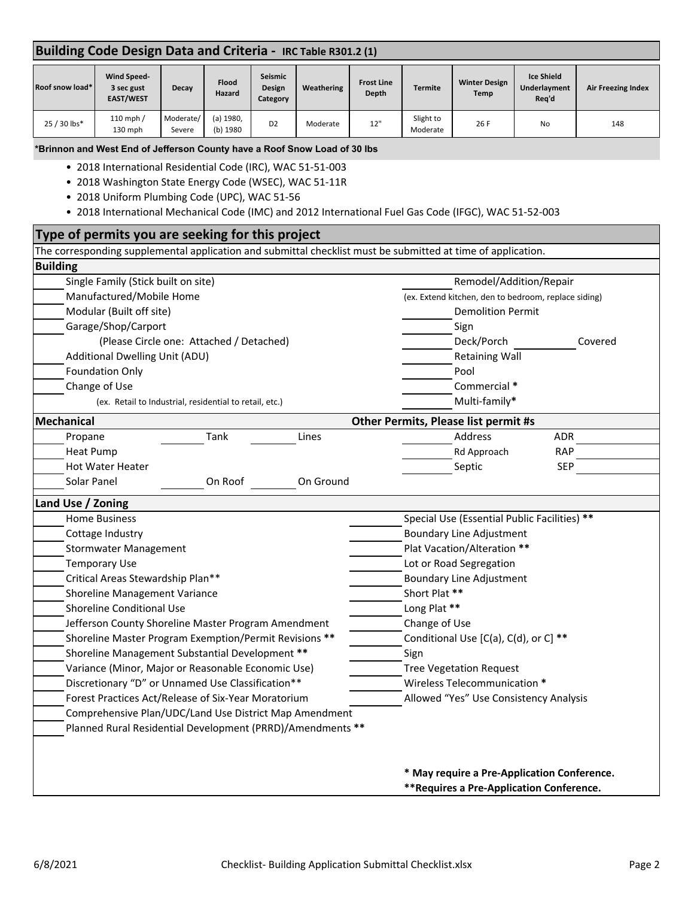## Building Code Design Data and Criteria - IRC Table R301.2 (1)

| Roof snow load* | Wind Speed-3 sec gust EAST/WEST | Decay | Flood Hazard | Seismic Design Category | Weathering | Frost Line Depth | Termite | Winter Design Temp | Ice Shield Underlayment Req'd | Air Freezing Index |
|---|---|---|---|---|---|---|---|---|---|---|
| 25 / 30 lbs* | 110 mph / 130 mph | Moderate/ Severe | (a) 1980, (b) 1980 | D2 | Moderate | 12" | Slight to Moderate | 26 F | No | 148 |

*Brinnon and West End of Jefferson County have a Roof Snow Load of 30 lbs

- 2018 International Residential Code (IRC), WAC 51-51-003
- 2018 Washington State Energy Code (WSEC), WAC 51-11R
- 2018 Uniform Plumbing Code (UPC), WAC 51-56
- 2018 International Mechanical Code (IMC) and 2012 International Fuel Gas Code (IFGC), WAC 51-52-003

## Type of permits you are seeking for this project

The corresponding supplemental application and submittal checklist must be submitted at time of application.

### Building

| | | | |
|---|---|---|---|
| ____ | Single Family (Stick built on site) | ____ | Remodel/Addition/Repair |
| ____ | Manufactured/Mobile Home | | (ex. Extend kitchen, den to bedroom, replace siding) |
| ____ | Modular (Built off site) | ____ | Demolition Permit |
| ____ | Garage/Shop/Carport | ____ | Sign |
| | (Please Circle one: Attached / Detached) | ____ | Deck/Porch ____ Covered |
| ____ | Additional Dwelling Unit (ADU) | ____ | Retaining Wall |
| ____ | Foundation Only | ____ | Pool |
| ____ | Change of Use | ____ | Commercial * |
| | (ex. Retail to Industrial, residential to retail, etc.) | ____ | Multi-family* |

### Mechanical / Other Permits, Please list permit #s

| | | | |
|---|---|---|---|
| ____ | Propane ____ Tank ____ Lines | ____ | Address ADR ____ |
| ____ | Heat Pump | ____ | Rd Approach RAP ____ |
| ____ | Hot Water Heater | ____ | Septic SEP ____ |
| ____ | Solar Panel ____ On Roof ____ On Ground | | |

### Land Use / Zoning

| | | | |
|---|---|---|---|
| ____ | Home Business | ____ | Special Use (Essential Public Facilities) ** |
| ____ | Cottage Industry | ____ | Boundary Line Adjustment |
| ____ | Stormwater Management | ____ | Plat Vacation/Alteration ** |
| ____ | Temporary Use | ____ | Lot or Road Segregation |
| ____ | Critical Areas Stewardship Plan** | ____ | Boundary Line Adjustment |
| ____ | Shoreline Management Variance | ____ | Short Plat ** |
| ____ | Shoreline Conditional Use | ____ | Long Plat ** |
| ____ | Jefferson County Shoreline Master Program Amendment | ____ | Change of Use |
| ____ | Shoreline Master Program Exemption/Permit Revisions ** | ____ | Conditional Use [C(a), C(d), or C] ** |
| ____ | Shoreline Management Substantial Development ** | ____ | Sign |
| ____ | Variance (Minor, Major or Reasonable Economic Use) | ____ | Tree Vegetation Request |
| ____ | Discretionary "D" or Unnamed Use Classification** | ____ | Wireless Telecommunication * |
| ____ | Forest Practices Act/Release of Six-Year Moratorium | ____ | Allowed "Yes" Use Consistency Analysis |
| ____ | Comprehensive Plan/UDC/Land Use District Map Amendment | | |
| ____ | Planned Rural Residential Development (PRRD)/Amendments ** | | |

**\* May require a Pre-Application Conference.**

**\*\*Requires a Pre-Application Conference.**